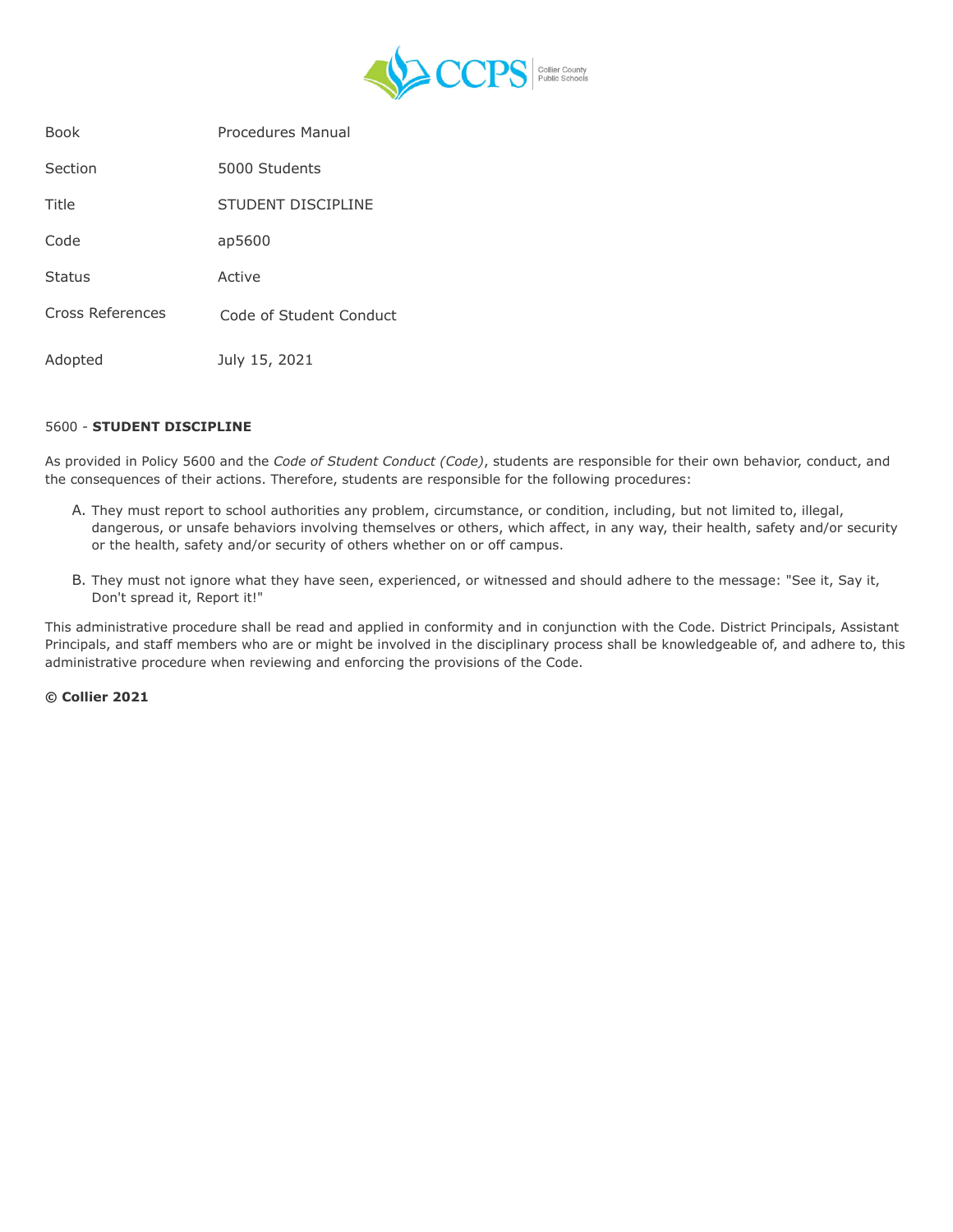| | |
|---|---|
| Book | Procedures Manual |
| Section | 5000 Students |
| Title | STUDENT DISCIPLINE |
| Code | ap5600 |
| Status | Active |
| Cross References | Code of Student Conduct |
| Adopted | July 15, 2021 |

5600 - **STUDENT DISCIPLINE**

As provided in Policy 5600 and the *Code of Student Conduct (Code)*, students are responsible for their own behavior, conduct, and the consequences of their actions. Therefore, students are responsible for the following procedures:

A. They must report to school authorities any problem, circumstance, or condition, including, but not limited to, illegal, dangerous, or unsafe behaviors involving themselves or others, which affect, in any way, their health, safety and/or security or the health, safety and/or security of others whether on or off campus.

B. They must not ignore what they have seen, experienced, or witnessed and should adhere to the message: "See it, Say it, Don't spread it, Report it!"

This administrative procedure shall be read and applied in conformity and in conjunction with the Code. District Principals, Assistant Principals, and staff members who are or might be involved in the disciplinary process shall be knowledgeable of, and adhere to, this administrative procedure when reviewing and enforcing the provisions of the Code.

**© Collier 2021**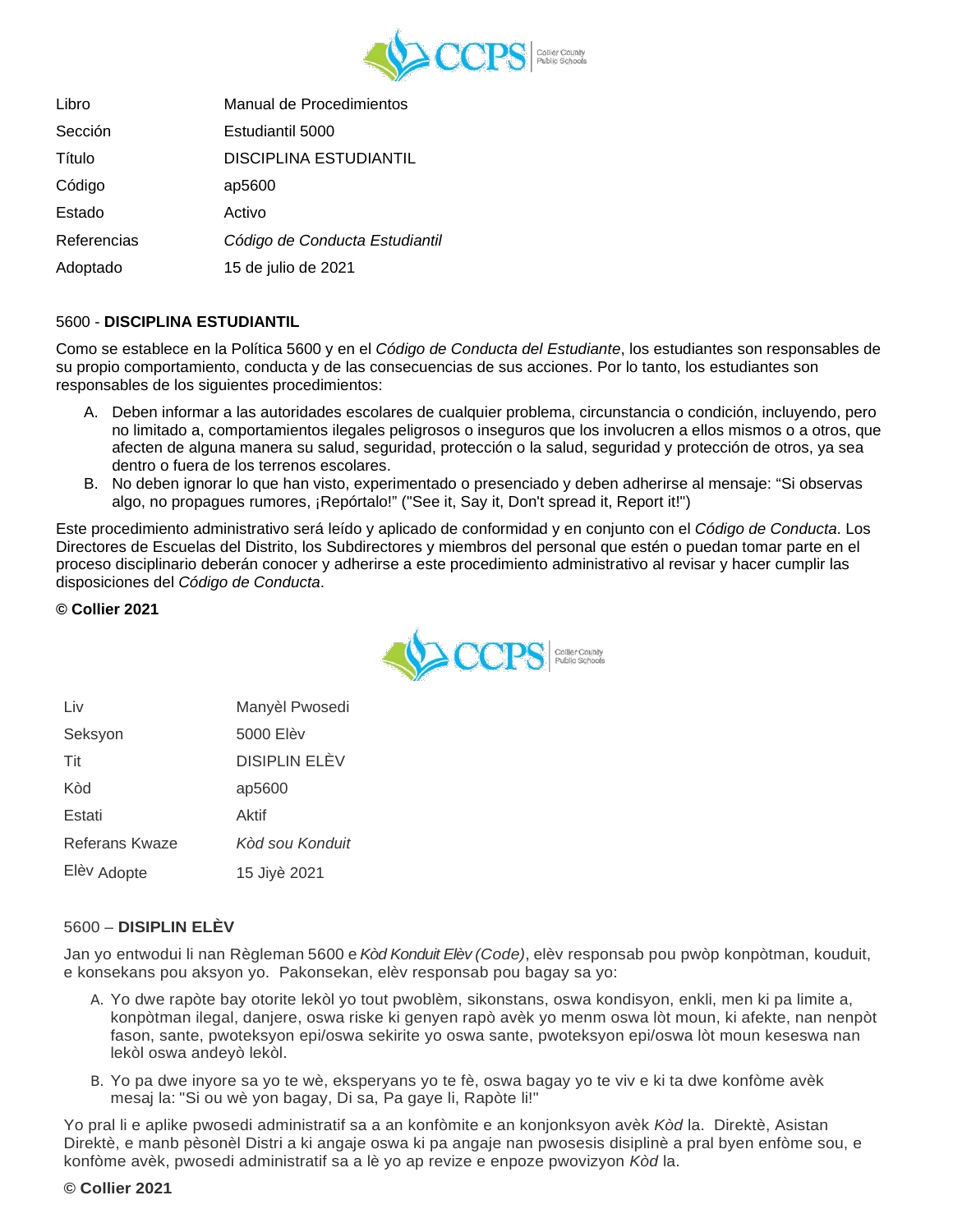| | |
|---|---|
| Libro | Manual de Procedimientos |
| Sección | Estudiantil 5000 |
| Título | DISCIPLINA ESTUDIANTIL |
| Código | ap5600 |
| Estado | Activo |
| Referencias | *Código de Conducta Estudiantil* |
| Adoptado | 15 de julio de 2021 |

## 5600 - **DISCIPLINA ESTUDIANTIL**

Como se establece en la Política 5600 y en el *Código de Conducta del Estudiante*, los estudiantes son responsables de su propio comportamiento, conducta y de las consecuencias de sus acciones. Por lo tanto, los estudiantes son responsables de los siguientes procedimientos:

A. Deben informar a las autoridades escolares de cualquier problema, circunstancia o condición, incluyendo, pero no limitado a, comportamientos ilegales peligrosos o inseguros que los involucren a ellos mismos o a otros, que afecten de alguna manera su salud, seguridad, protección o la salud, seguridad y protección de otros, ya sea dentro o fuera de los terrenos escolares.
B. No deben ignorar lo que han visto, experimentado o presenciado y deben adherirse al mensaje: "Si observas algo, no propagues rumores, ¡Repórtalo!" ("See it, Say it, Don't spread it, Report it!")

Este procedimiento administrativo será leído y aplicado de conformidad y en conjunto con el *Código de Conducta*. Los Directores de Escuelas del Distrito, los Subdirectores y miembros del personal que estén o puedan tomar parte en el proceso disciplinario deberán conocer y adherirse a este procedimiento administrativo al revisar y hacer cumplir las disposiciones del *Código de Conducta*.

**© Collier 2021**

| | |
|---|---|
| Liv | Manyèl Pwosedi |
| Seksyon | 5000 Elèv |
| Tit | DISIPLIN ELÈV |
| Kòd | ap5600 |
| Estati | Aktif |
| Referans Kwaze | *Kòd sou Konduit* |
| Elèv Adopte | 15 Jiyè 2021 |

## 5600 – **DISIPLIN ELÈV**

Jan yo entwodui li nan Règleman 5600 e *Kòd Konduit Elèv (Code)*, elèv responsab pou pwòp konpòtman, kouduit, e konsekans pou aksyon yo. Pakonsekan, elèv responsab pou bagay sa yo:

A. Yo dwe rapòte bay otorite lekòl yo tout pwoblèm, sikonstans, oswa kondisyon, enkli, men ki pa limite a, konpòtman ilegal, danjere, oswa riske ki genyen rapò avèk yo menm oswa lòt moun, ki afekte, nan nenpòt fason, sante, pwoteksyon epi/oswa sekirite yo oswa sante, pwoteksyon epi/oswa lòt moun keseswa nan lekòl oswa andeyò lekòl.
B. Yo pa dwe inyore sa yo te wè, eksperyans yo te fè, oswa bagay yo te viv e ki ta dwe konfòme avèk mesaj la: "Si ou wè yon bagay, Di sa, Pa gaye li, Rapòte li!"

Yo pral li e aplike pwosedi administratif sa a an konfòmite e an konjonksyon avèk *Kòd* la. Direktè, Asistan Direktè, e manb pèsonèl Distri a ki angaje oswa ki pa angaje nan pwosesis disiplinè a pral byen enfòme sou, e konfòme avèk, pwosedi administratif sa a lè yo ap revize e enpoze pwovizyon *Kòd* la.

**© Collier 2021**